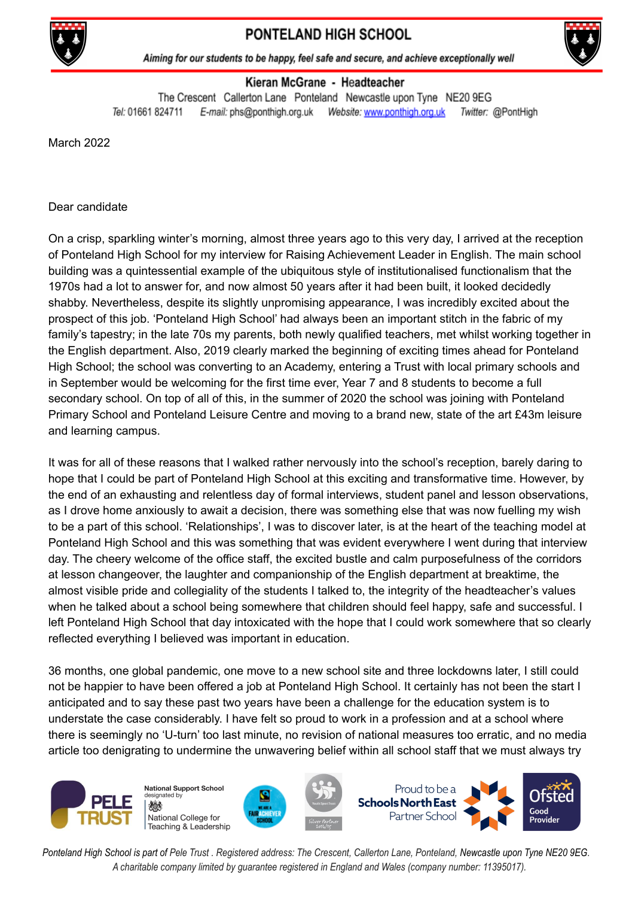# PONTELAND HIGH SCHOOL

*Aiming for our students to be happy, feel safe and secure, and achieve exceptionally well*

**Kieran McGrane - Headteacher**

The Crescent Callerton Lane Ponteland Newcastle upon Tyne NE20 9EG

*Tel:* 01661 824711 *E-mail:* phs@ponthigh.org.uk *Website:* www.ponthigh.org.uk *Twitter:* @PontHigh

March 2022

Dear candidate

On a crisp, sparkling winter's morning, almost three years ago to this very day, I arrived at the reception of Ponteland High School for my interview for Raising Achievement Leader in English. The main school building was a quintessential example of the ubiquitous style of institutionalised functionalism that the 1970s had a lot to answer for, and now almost 50 years after it had been built, it looked decidedly shabby. Nevertheless, despite its slightly unpromising appearance, I was incredibly excited about the prospect of this job. 'Ponteland High School' had always been an important stitch in the fabric of my family's tapestry; in the late 70s my parents, both newly qualified teachers, met whilst working together in the English department. Also, 2019 clearly marked the beginning of exciting times ahead for Ponteland High School; the school was converting to an Academy, entering a Trust with local primary schools and in September would be welcoming for the first time ever, Year 7 and 8 students to become a full secondary school. On top of all of this, in the summer of 2020 the school was joining with Ponteland Primary School and Ponteland Leisure Centre and moving to a brand new, state of the art £43m leisure and learning campus.

It was for all of these reasons that I walked rather nervously into the school's reception, barely daring to hope that I could be part of Ponteland High School at this exciting and transformative time. However, by the end of an exhausting and relentless day of formal interviews, student panel and lesson observations, as I drove home anxiously to await a decision, there was something else that was now fuelling my wish to be a part of this school. 'Relationships', I was to discover later, is at the heart of the teaching model at Ponteland High School and this was something that was evident everywhere I went during that interview day. The cheery welcome of the office staff, the excited bustle and calm purposefulness of the corridors at lesson changeover, the laughter and companionship of the English department at breaktime, the almost visible pride and collegiality of the students I talked to, the integrity of the headteacher's values when he talked about a school being somewhere that children should feel happy, safe and successful. I left Ponteland High School that day intoxicated with the hope that I could work somewhere that so clearly reflected everything I believed was important in education.

36 months, one global pandemic, one move to a new school site and three lockdowns later, I still could not be happier to have been offered a job at Ponteland High School. It certainly has not been the start I anticipated and to say these past two years have been a challenge for the education system is to understate the case considerably. I have felt so proud to work in a profession and at a school where there is seemingly no 'U-turn' too last minute, no revision of national measures too erratic, and no media article too denigrating to undermine the unwavering belief within all school staff that we must always try

PELE TRUST | National Support School designated by National College for Teaching & Leadership | We are a Fair Achiever School | Youth Sport Trust Silver Partner 2014/15 | Proud to be a Schools North East Partner School | Ofsted Good Provider

*Ponteland High School is part of Pele Trust . Registered address: The Crescent, Callerton Lane, Ponteland, Newcastle upon Tyne NE20 9EG. A charitable company limited by guarantee registered in England and Wales (company number: 11395017).*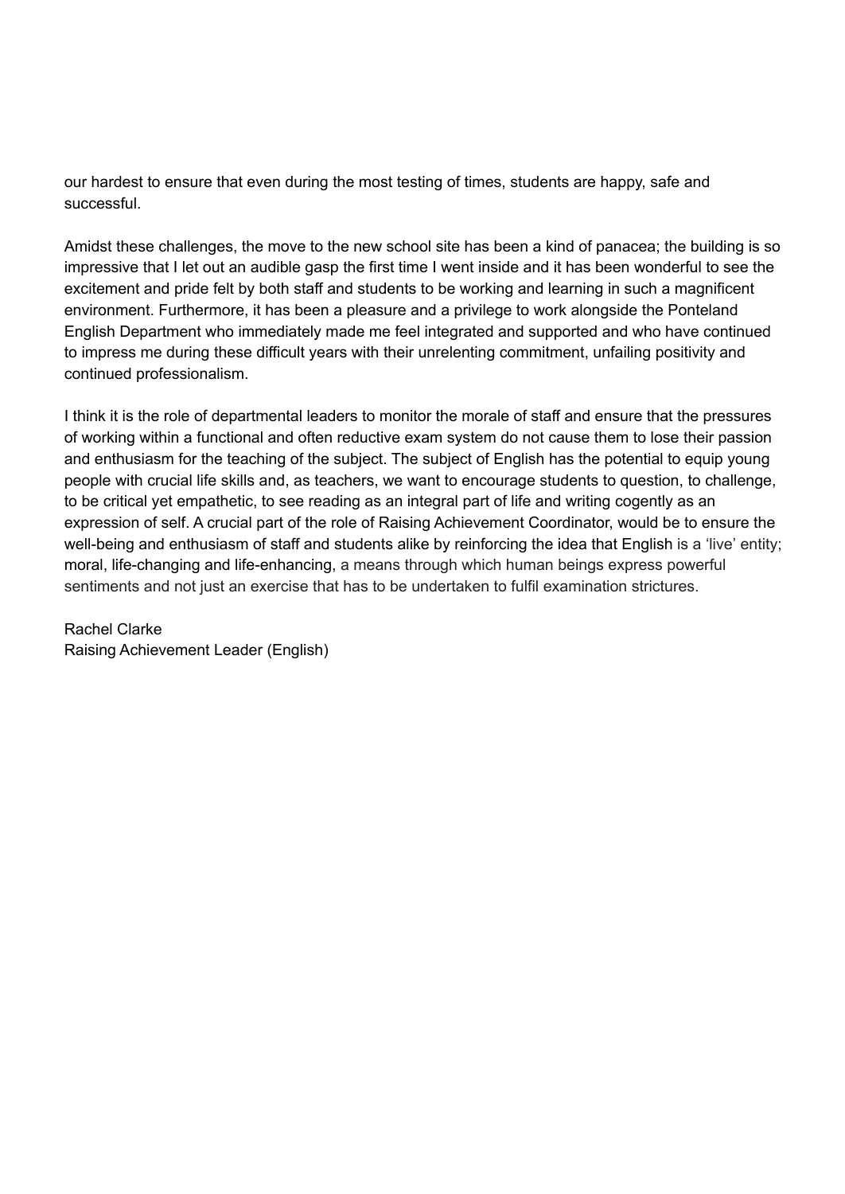our hardest to ensure that even during the most testing of times, students are happy, safe and successful.

Amidst these challenges, the move to the new school site has been a kind of panacea; the building is so impressive that I let out an audible gasp the first time I went inside and it has been wonderful to see the excitement and pride felt by both staff and students to be working and learning in such a magnificent environment. Furthermore, it has been a pleasure and a privilege to work alongside the Ponteland English Department who immediately made me feel integrated and supported and who have continued to impress me during these difficult years with their unrelenting commitment, unfailing positivity and continued professionalism.

I think it is the role of departmental leaders to monitor the morale of staff and ensure that the pressures of working within a functional and often reductive exam system do not cause them to lose their passion and enthusiasm for the teaching of the subject. The subject of English has the potential to equip young people with crucial life skills and, as teachers, we want to encourage students to question, to challenge, to be critical yet empathetic, to see reading as an integral part of life and writing cogently as an expression of self. A crucial part of the role of Raising Achievement Coordinator, would be to ensure the well-being and enthusiasm of staff and students alike by reinforcing the idea that English is a 'live' entity; moral, life-changing and life-enhancing, a means through which human beings express powerful sentiments and not just an exercise that has to be undertaken to fulfil examination strictures.

Rachel Clarke
Raising Achievement Leader (English)